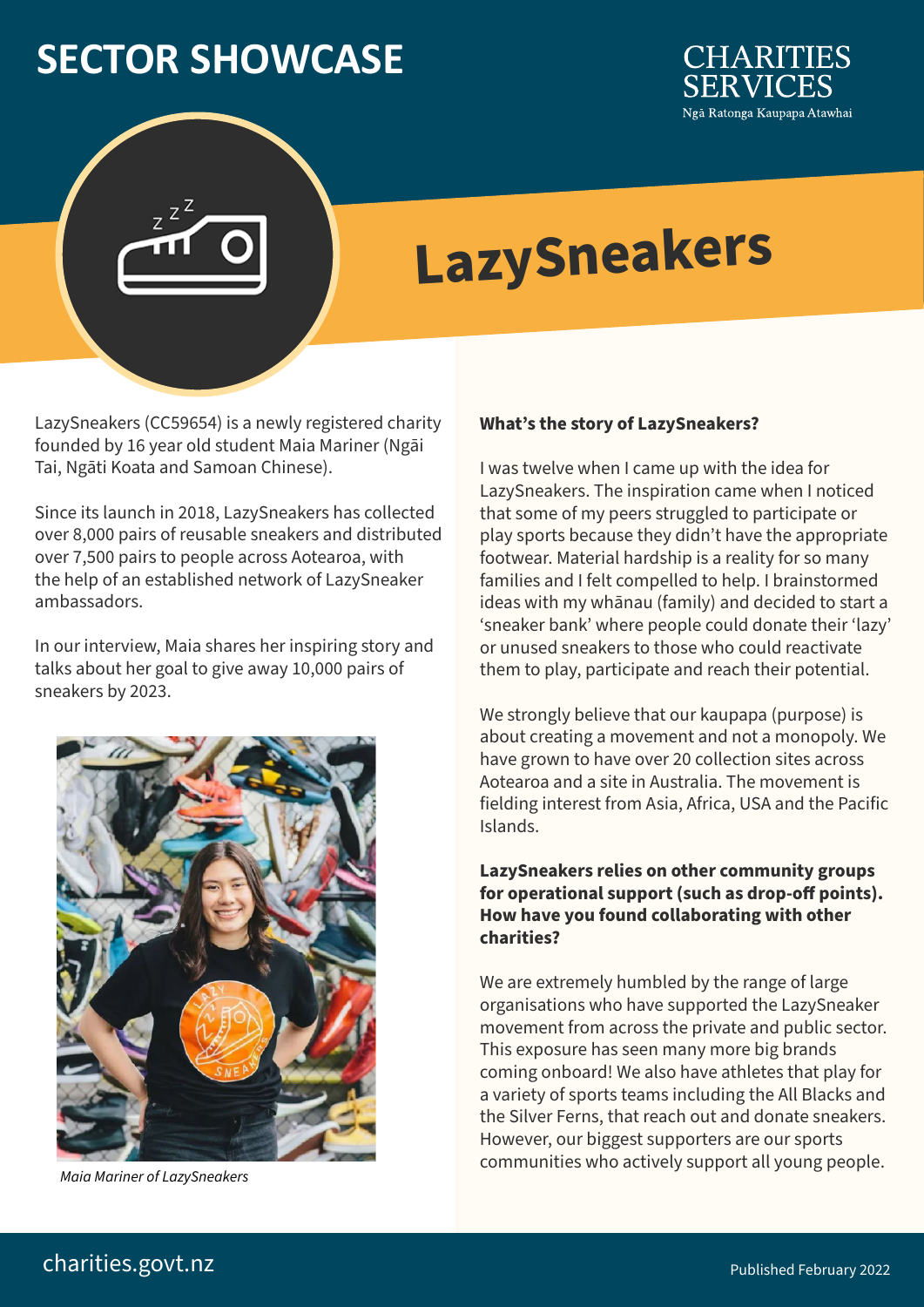# SECTOR SHOWCASE

CHARITIES SERVICES
Ngā Ratonga Kaupapa Atawhai

# LazySneakers

LazySneakers (CC59654) is a newly registered charity founded by 16 year old student Maia Mariner (Ngāi Tai, Ngāti Koata and Samoan Chinese).

Since its launch in 2018, LazySneakers has collected over 8,000 pairs of reusable sneakers and distributed over 7,500 pairs to people across Aotearoa, with the help of an established network of LazySneaker ambassadors.

In our interview, Maia shares her inspiring story and talks about her goal to give away 10,000 pairs of sneakers by 2023.

*Maia Mariner of LazySneakers*

**What's the story of LazySneakers?**

I was twelve when I came up with the idea for LazySneakers. The inspiration came when I noticed that some of my peers struggled to participate or play sports because they didn't have the appropriate footwear. Material hardship is a reality for so many families and I felt compelled to help. I brainstormed ideas with my whānau (family) and decided to start a 'sneaker bank' where people could donate their 'lazy' or unused sneakers to those who could reactivate them to play, participate and reach their potential.

We strongly believe that our kaupapa (purpose) is about creating a movement and not a monopoly. We have grown to have over 20 collection sites across Aotearoa and a site in Australia. The movement is fielding interest from Asia, Africa, USA and the Pacific Islands.

**LazySneakers relies on other community groups for operational support (such as drop-off points). How have you found collaborating with other charities?**

We are extremely humbled by the range of large organisations who have supported the LazySneaker movement from across the private and public sector. This exposure has seen many more big brands coming onboard! We also have athletes that play for a variety of sports teams including the All Blacks and the Silver Ferns, that reach out and donate sneakers. However, our biggest supporters are our sports communities who actively support all young people.

charities.govt.nz

Published February 2022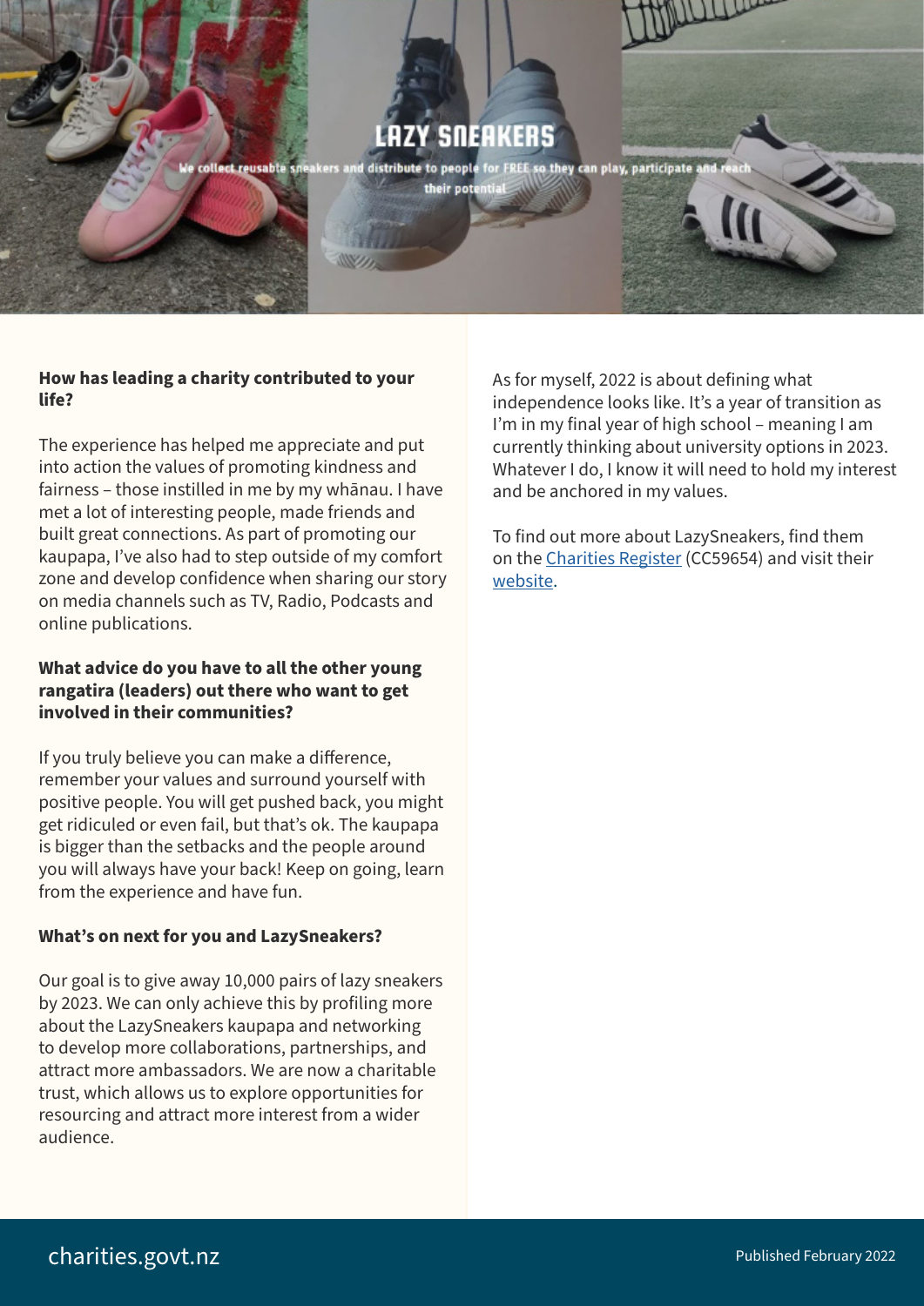# LAZY SNEAKERS

We collect reusable sneakers and distribute to people for FREE so they can play, participate and reach their potential

**How has leading a charity contributed to your life?**

The experience has helped me appreciate and put into action the values of promoting kindness and fairness – those instilled in me by my whānau. I have met a lot of interesting people, made friends and built great connections. As part of promoting our kaupapa, I've also had to step outside of my comfort zone and develop confidence when sharing our story on media channels such as TV, Radio, Podcasts and online publications.

**What advice do you have to all the other young rangatira (leaders) out there who want to get involved in their communities?**

If you truly believe you can make a difference, remember your values and surround yourself with positive people. You will get pushed back, you might get ridiculed or even fail, but that's ok. The kaupapa is bigger than the setbacks and the people around you will always have your back! Keep on going, learn from the experience and have fun.

**What's on next for you and LazySneakers?**

Our goal is to give away 10,000 pairs of lazy sneakers by 2023. We can only achieve this by profiling more about the LazySneakers kaupapa and networking to develop more collaborations, partnerships, and attract more ambassadors. We are now a charitable trust, which allows us to explore opportunities for resourcing and attract more interest from a wider audience.

As for myself, 2022 is about defining what independence looks like. It's a year of transition as I'm in my final year of high school – meaning I am currently thinking about university options in 2023. Whatever I do, I know it will need to hold my interest and be anchored in my values.

To find out more about LazySneakers, find them on the Charities Register (CC59654) and visit their website.

charities.govt.nz

Published February 2022